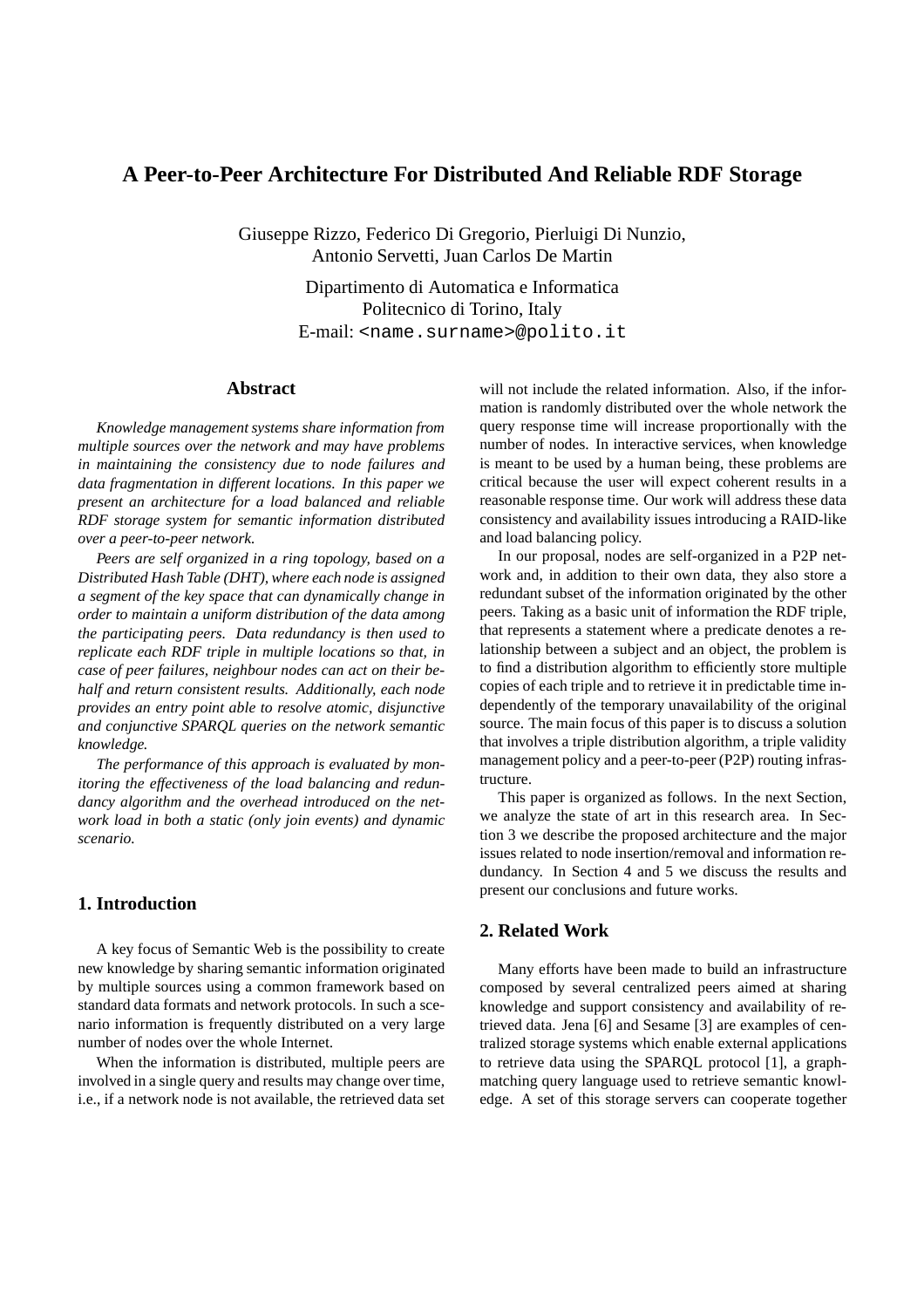# A Peer-to-Peer Architecture For Distributed And Reliable RDF Storage

Giuseppe Rizzo, Federico Di Gregorio, Pierluigi Di Nunzio,
Antonio Servetti, Juan Carlos De Martin

Dipartimento di Automatica e Informatica
Politecnico di Torino, Italy
E-mail: `<name.surname>@polito.it`

## Abstract

*Knowledge management systems share information from multiple sources over the network and may have problems in maintaining the consistency due to node failures and data fragmentation in different locations. In this paper we present an architecture for a load balanced and reliable RDF storage system for semantic information distributed over a peer-to-peer network.*

*Peers are self organized in a ring topology, based on a Distributed Hash Table (DHT), where each node is assigned a segment of the key space that can dynamically change in order to maintain a uniform distribution of the data among the participating peers. Data redundancy is then used to replicate each RDF triple in multiple locations so that, in case of peer failures, neighbour nodes can act on their behalf and return consistent results. Additionally, each node provides an entry point able to resolve atomic, disjunctive and conjunctive SPARQL queries on the network semantic knowledge.*

*The performance of this approach is evaluated by monitoring the effectiveness of the load balancing and redundancy algorithm and the overhead introduced on the network load in both a static (only join events) and dynamic scenario.*

## 1. Introduction

A key focus of Semantic Web is the possibility to create new knowledge by sharing semantic information originated by multiple sources using a common framework based on standard data formats and network protocols. In such a scenario information is frequently distributed on a very large number of nodes over the whole Internet.

When the information is distributed, multiple peers are involved in a single query and results may change over time, i.e., if a network node is not available, the retrieved data set will not include the related information. Also, if the information is randomly distributed over the whole network the query response time will increase proportionally with the number of nodes. In interactive services, when knowledge is meant to be used by a human being, these problems are critical because the user will expect coherent results in a reasonable response time. Our work will address these data consistency and availability issues introducing a RAID-like and load balancing policy.

In our proposal, nodes are self-organized in a P2P network and, in addition to their own data, they also store a redundant subset of the information originated by the other peers. Taking as a basic unit of information the RDF triple, that represents a statement where a predicate denotes a relationship between a subject and an object, the problem is to find a distribution algorithm to efficiently store multiple copies of each triple and to retrieve it in predictable time independently of the temporary unavailability of the original source. The main focus of this paper is to discuss a solution that involves a triple distribution algorithm, a triple validity management policy and a peer-to-peer (P2P) routing infrastructure.

This paper is organized as follows. In the next Section, we analyze the state of art in this research area. In Section 3 we describe the proposed architecture and the major issues related to node insertion/removal and information redundancy. In Section 4 and 5 we discuss the results and present our conclusions and future works.

## 2. Related Work

Many efforts have been made to build an infrastructure composed by several centralized peers aimed at sharing knowledge and support consistency and availability of retrieved data. Jena [6] and Sesame [3] are examples of centralized storage systems which enable external applications to retrieve data using the SPARQL protocol [1], a graph-matching query language used to retrieve semantic knowledge. A set of this storage servers can cooperate together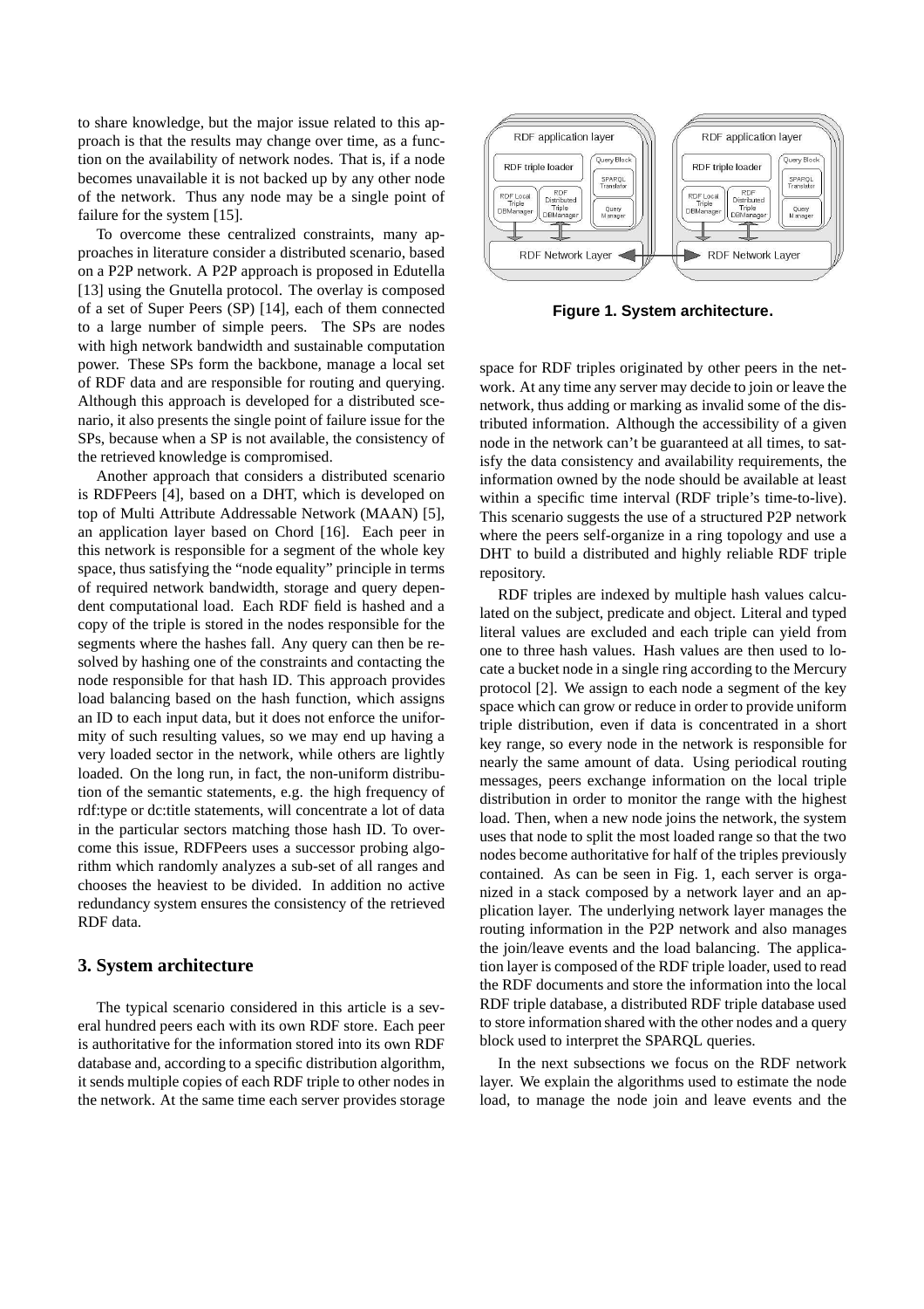to share knowledge, but the major issue related to this approach is that the results may change over time, as a function on the availability of network nodes. That is, if a node becomes unavailable it is not backed up by any other node of the network. Thus any node may be a single point of failure for the system [15].

To overcome these centralized constraints, many approaches in literature consider a distributed scenario, based on a P2P network. A P2P approach is proposed in Edutella [13] using the Gnutella protocol. The overlay is composed of a set of Super Peers (SP) [14], each of them connected to a large number of simple peers. The SPs are nodes with high network bandwidth and sustainable computation power. These SPs form the backbone, manage a local set of RDF data and are responsible for routing and querying. Although this approach is developed for a distributed scenario, it also presents the single point of failure issue for the SPs, because when a SP is not available, the consistency of the retrieved knowledge is compromised.

Another approach that considers a distributed scenario is RDFPeers [4], based on a DHT, which is developed on top of Multi Attribute Addressable Network (MAAN) [5], an application layer based on Chord [16]. Each peer in this network is responsible for a segment of the whole key space, thus satisfying the "node equality" principle in terms of required network bandwidth, storage and query dependent computational load. Each RDF field is hashed and a copy of the triple is stored in the nodes responsible for the segments where the hashes fall. Any query can then be resolved by hashing one of the constraints and contacting the node responsible for that hash ID. This approach provides load balancing based on the hash function, which assigns an ID to each input data, but it does not enforce the uniformity of such resulting values, so we may end up having a very loaded sector in the network, while others are lightly loaded. On the long run, in fact, the non-uniform distribution of the semantic statements, e.g. the high frequency of rdf:type or dc:title statements, will concentrate a lot of data in the particular sectors matching those hash ID. To overcome this issue, RDFPeers uses a successor probing algorithm which randomly analyzes a sub-set of all ranges and chooses the heaviest to be divided. In addition no active redundancy system ensures the consistency of the retrieved RDF data.

## 3. System architecture

The typical scenario considered in this article is a several hundred peers each with its own RDF store. Each peer is authoritative for the information stored into its own RDF database and, according to a specific distribution algorithm, it sends multiple copies of each RDF triple to other nodes in the network. At the same time each server provides storage space for RDF triples originated by other peers in the network. At any time any server may decide to join or leave the network, thus adding or marking as invalid some of the distributed information. Although the accessibility of a given node in the network can't be guaranteed at all times, to satisfy the data consistency and availability requirements, the information owned by the node should be available at least within a specific time interval (RDF triple's time-to-live). This scenario suggests the use of a structured P2P network where the peers self-organize in a ring topology and use a DHT to build a distributed and highly reliable RDF triple repository.

RDF application layer
RDF triple loader
Query Block
SPARQL Translator
RDF Local Triple DBManager
RDF Distributed Triple DBManager
Query Manager
RDF Network Layer

RDF application layer
RDF triple loader
Query Block
SPARQL Translator
RDF Local Triple DBManager
RDF Distributed Triple DBManager
Query Manager
RDF Network Layer

**Figure 1. System architecture.**

RDF triples are indexed by multiple hash values calculated on the subject, predicate and object. Literal and typed literal values are excluded and each triple can yield from one to three hash values. Hash values are then used to locate a bucket node in a single ring according to the Mercury protocol [2]. We assign to each node a segment of the key space which can grow or reduce in order to provide uniform triple distribution, even if data is concentrated in a short key range, so every node in the network is responsible for nearly the same amount of data. Using periodical routing messages, peers exchange information on the local triple distribution in order to monitor the range with the highest load. Then, when a new node joins the network, the system uses that node to split the most loaded range so that the two nodes become authoritative for half of the triples previously contained. As can be seen in Fig. 1, each server is organized in a stack composed by a network layer and an application layer. The underlying network layer manages the routing information in the P2P network and also manages the join/leave events and the load balancing. The application layer is composed of the RDF triple loader, used to read the RDF documents and store the information into the local RDF triple database, a distributed RDF triple database used to store information shared with the other nodes and a query block used to interpret the SPARQL queries.

In the next subsections we focus on the RDF network layer. We explain the algorithms used to estimate the node load, to manage the node join and leave events and the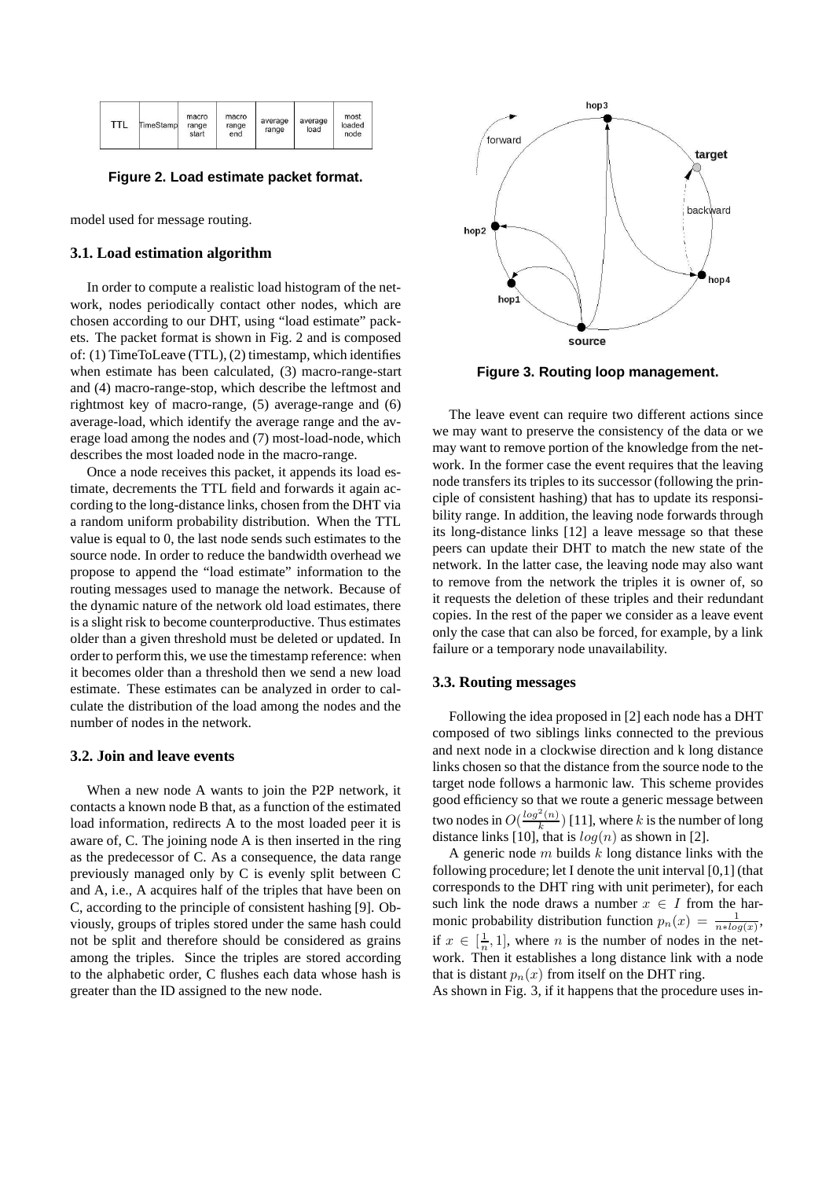| TTL | TimeStamp | macro range start | macro range end | average range | average load | most loaded node |
|---|---|---|---|---|---|---|

**Figure 2. Load estimate packet format.**

model used for message routing.

### 3.1. Load estimation algorithm

In order to compute a realistic load histogram of the network, nodes periodically contact other nodes, which are chosen according to our DHT, using "load estimate" packets. The packet format is shown in Fig. 2 and is composed of: (1) TimeToLeave (TTL), (2) timestamp, which identifies when estimate has been calculated, (3) macro-range-start and (4) macro-range-stop, which describe the leftmost and rightmost key of macro-range, (5) average-range and (6) average-load, which identify the average range and the average load among the nodes and (7) most-load-node, which describes the most loaded node in the macro-range.

Once a node receives this packet, it appends its load estimate, decrements the TTL field and forwards it again according to the long-distance links, chosen from the DHT via a random uniform probability distribution. When the TTL value is equal to 0, the last node sends such estimates to the source node. In order to reduce the bandwidth overhead we propose to append the "load estimate" information to the routing messages used to manage the network. Because of the dynamic nature of the network old load estimates, there is a slight risk to become counterproductive. Thus estimates older than a given threshold must be deleted or updated. In order to perform this, we use the timestamp reference: when it becomes older than a threshold then we send a new load estimate. These estimates can be analyzed in order to calculate the distribution of the load among the nodes and the number of nodes in the network.

### 3.2. Join and leave events

When a new node A wants to join the P2P network, it contacts a known node B that, as a function of the estimated load information, redirects A to the most loaded peer it is aware of, C. The joining node A is then inserted in the ring as the predecessor of C. As a consequence, the data range previously managed only by C is evenly split between C and A, i.e., A acquires half of the triples that have been on C, according to the principle of consistent hashing [9]. Obviously, groups of triples stored under the same hash could not be split and therefore should be considered as grains among the triples. Since the triples are stored according to the alphabetic order, C flushes each data whose hash is greater than the ID assigned to the new node.

**Figure 3. Routing loop management.**

The leave event can require two different actions since we may want to preserve the consistency of the data or we may want to remove portion of the knowledge from the network. In the former case the event requires that the leaving node transfers its triples to its successor (following the principle of consistent hashing) that has to update its responsibility range. In addition, the leaving node forwards through its long-distance links [12] a leave message so that these peers can update their DHT to match the new state of the network. In the latter case, the leaving node may also want to remove from the network the triples it is owner of, so it requests the deletion of these triples and their redundant copies. In the rest of the paper we consider as a leave event only the case that can also be forced, for example, by a link failure or a temporary node unavailability.

### 3.3. Routing messages

Following the idea proposed in [2] each node has a DHT composed of two siblings links connected to the previous and next node in a clockwise direction and k long distance links chosen so that the distance from the source node to the target node follows a harmonic law. This scheme provides good efficiency so that we route a generic message between two nodes in $O(\frac{log^2(n)}{k})$ [11], where $k$ is the number of long distance links [10], that is $log(n)$ as shown in [2].

A generic node $m$ builds $k$ long distance links with the following procedure; let I denote the unit interval [0,1] (that corresponds to the DHT ring with unit perimeter), for each such link the node draws a number $x \in I$ from the harmonic probability distribution function $p_n(x) = \frac{1}{n*log(x)}$, if $x \in [\frac{1}{n}, 1]$, where $n$ is the number of nodes in the network. Then it establishes a long distance link with a node that is distant $p_n(x)$ from itself on the DHT ring.

As shown in Fig. 3, if it happens that the procedure uses in-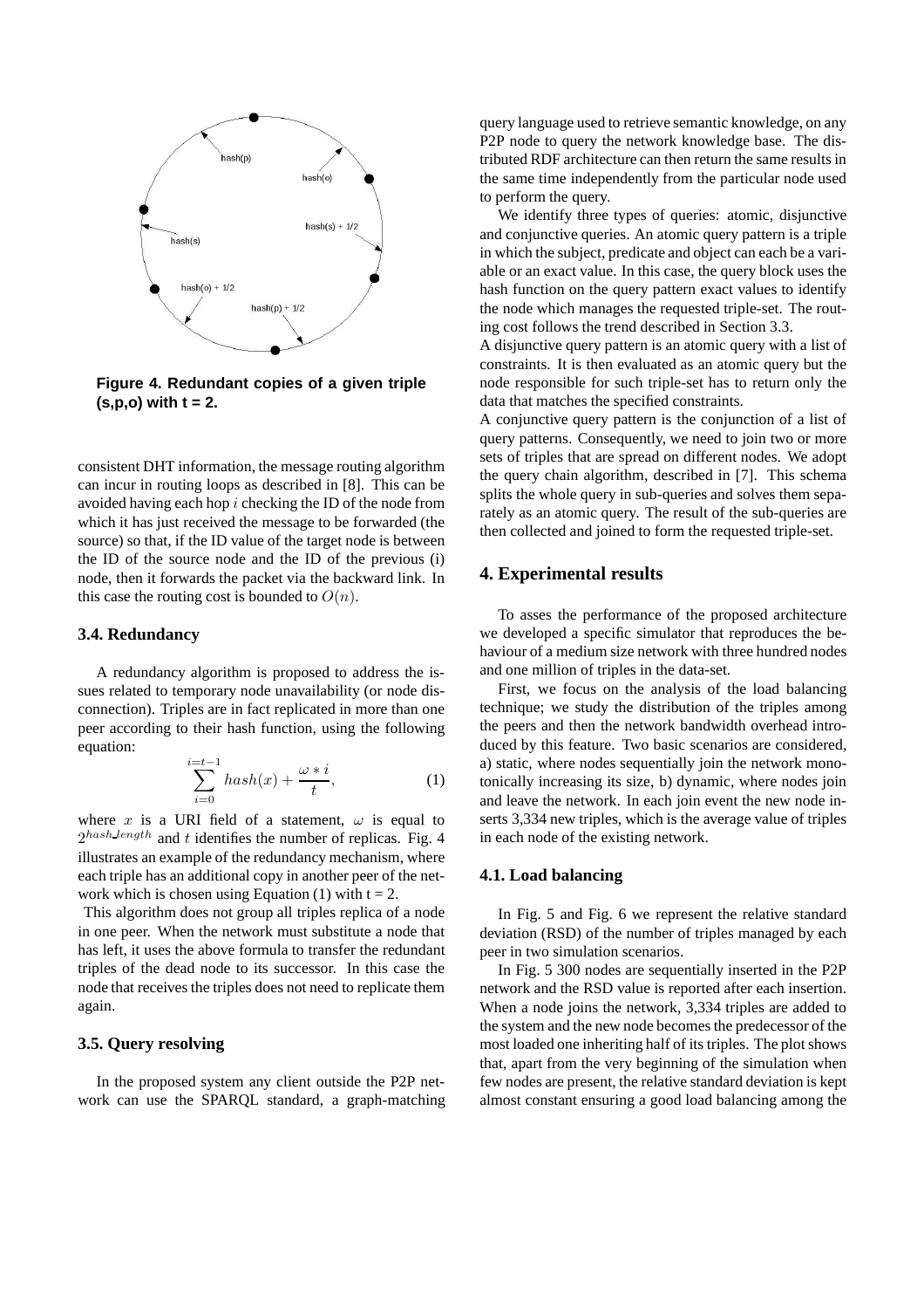Figure 4. Redundant copies of a given triple (s,p,o) with t = 2.

consistent DHT information, the message routing algorithm can incur in routing loops as described in [8]. This can be avoided having each hop $i$ checking the ID of the node from which it has just received the message to be forwarded (the source) so that, if the ID value of the target node is between the ID of the source node and the ID of the previous (i) node, then it forwards the packet via the backward link. In this case the routing cost is bounded to $O(n)$.

### 3.4. Redundancy

A redundancy algorithm is proposed to address the issues related to temporary node unavailability (or node disconnection). Triples are in fact replicated in more than one peer according to their hash function, using the following equation:

$$\sum_{i=0}^{i=t-1} hash(x) + \frac{\omega * i}{t}, \tag{1}$$

where $x$ is a URI field of a statement, $\omega$ is equal to $2^{hash\_length}$ and $t$ identifies the number of replicas. Fig. 4 illustrates an example of the redundancy mechanism, where each triple has an additional copy in another peer of the network which is chosen using Equation (1) with t = 2.

This algorithm does not group all triples replica of a node in one peer. When the network must substitute a node that has left, it uses the above formula to transfer the redundant triples of the dead node to its successor. In this case the node that receives the triples does not need to replicate them again.

### 3.5. Query resolving

In the proposed system any client outside the P2P network can use the SPARQL standard, a graph-matching query language used to retrieve semantic knowledge, on any P2P node to query the network knowledge base. The distributed RDF architecture can then return the same results in the same time independently from the particular node used to perform the query.

We identify three types of queries: atomic, disjunctive and conjunctive queries. An atomic query pattern is a triple in which the subject, predicate and object can each be a variable or an exact value. In this case, the query block uses the hash function on the query pattern exact values to identify the node which manages the requested triple-set. The routing cost follows the trend described in Section 3.3.

A disjunctive query pattern is an atomic query with a list of constraints. It is then evaluated as an atomic query but the node responsible for such triple-set has to return only the data that matches the specified constraints.

A conjunctive query pattern is the conjunction of a list of query patterns. Consequently, we need to join two or more sets of triples that are spread on different nodes. We adopt the query chain algorithm, described in [7]. This schema splits the whole query in sub-queries and solves them separately as an atomic query. The result of the sub-queries are then collected and joined to form the requested triple-set.

## 4. Experimental results

To asses the performance of the proposed architecture we developed a specific simulator that reproduces the behaviour of a medium size network with three hundred nodes and one million of triples in the data-set.

First, we focus on the analysis of the load balancing technique; we study the distribution of the triples among the peers and then the network bandwidth overhead introduced by this feature. Two basic scenarios are considered, a) static, where nodes sequentially join the network monotonically increasing its size, b) dynamic, where nodes join and leave the network. In each join event the new node inserts 3,334 new triples, which is the average value of triples in each node of the existing network.

### 4.1. Load balancing

In Fig. 5 and Fig. 6 we represent the relative standard deviation (RSD) of the number of triples managed by each peer in two simulation scenarios.

In Fig. 5 300 nodes are sequentially inserted in the P2P network and the RSD value is reported after each insertion. When a node joins the network, 3,334 triples are added to the system and the new node becomes the predecessor of the most loaded one inheriting half of its triples. The plot shows that, apart from the very beginning of the simulation when few nodes are present, the relative standard deviation is kept almost constant ensuring a good load balancing among the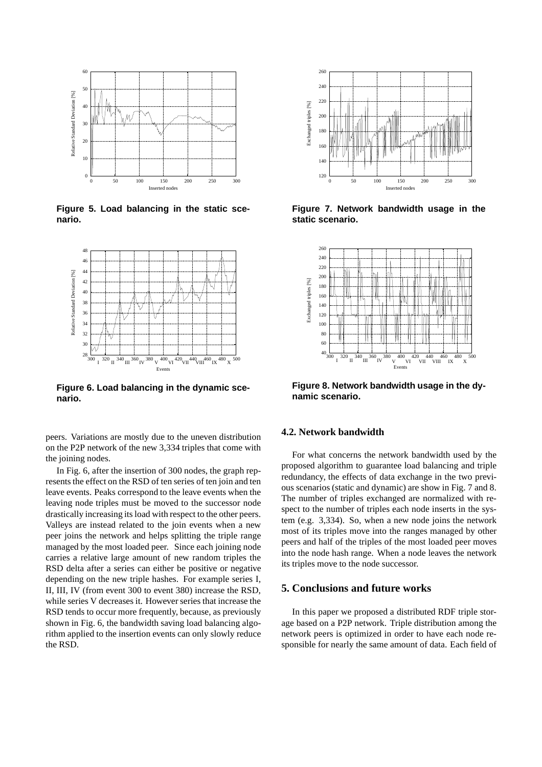Figure 5. Load balancing in the static scenario.

Figure 6. Load balancing in the dynamic scenario.

Figure 7. Network bandwidth usage in the static scenario.

Figure 8. Network bandwidth usage in the dynamic scenario.

peers. Variations are mostly due to the uneven distribution on the P2P network of the new 3,334 triples that come with the joining nodes.

In Fig. 6, after the insertion of 300 nodes, the graph represents the effect on the RSD of ten series of ten join and ten leave events. Peaks correspond to the leave events when the leaving node triples must be moved to the successor node drastically increasing its load with respect to the other peers. Valleys are instead related to the join events when a new peer joins the network and helps splitting the triple range managed by the most loaded peer. Since each joining node carries a relative large amount of new random triples the RSD delta after a series can either be positive or negative depending on the new triple hashes. For example series I, II, III, IV (from event 300 to event 380) increase the RSD, while series V decreases it. However series that increase the RSD tends to occur more frequently, because, as previously shown in Fig. 6, the bandwidth saving load balancing algorithm applied to the insertion events can only slowly reduce the RSD.

### 4.2. Network bandwidth

For what concerns the network bandwidth used by the proposed algorithm to guarantee load balancing and triple redundancy, the effects of data exchange in the two previous scenarios (static and dynamic) are show in Fig. 7 and 8. The number of triples exchanged are normalized with respect to the number of triples each node inserts in the system (e.g. 3,334). So, when a new node joins the network most of its triples move into the ranges managed by other peers and half of the triples of the most loaded peer moves into the node hash range. When a node leaves the network its triples move to the node successor.

## 5. Conclusions and future works

In this paper we proposed a distributed RDF triple storage based on a P2P network. Triple distribution among the network peers is optimized in order to have each node responsible for nearly the same amount of data. Each field of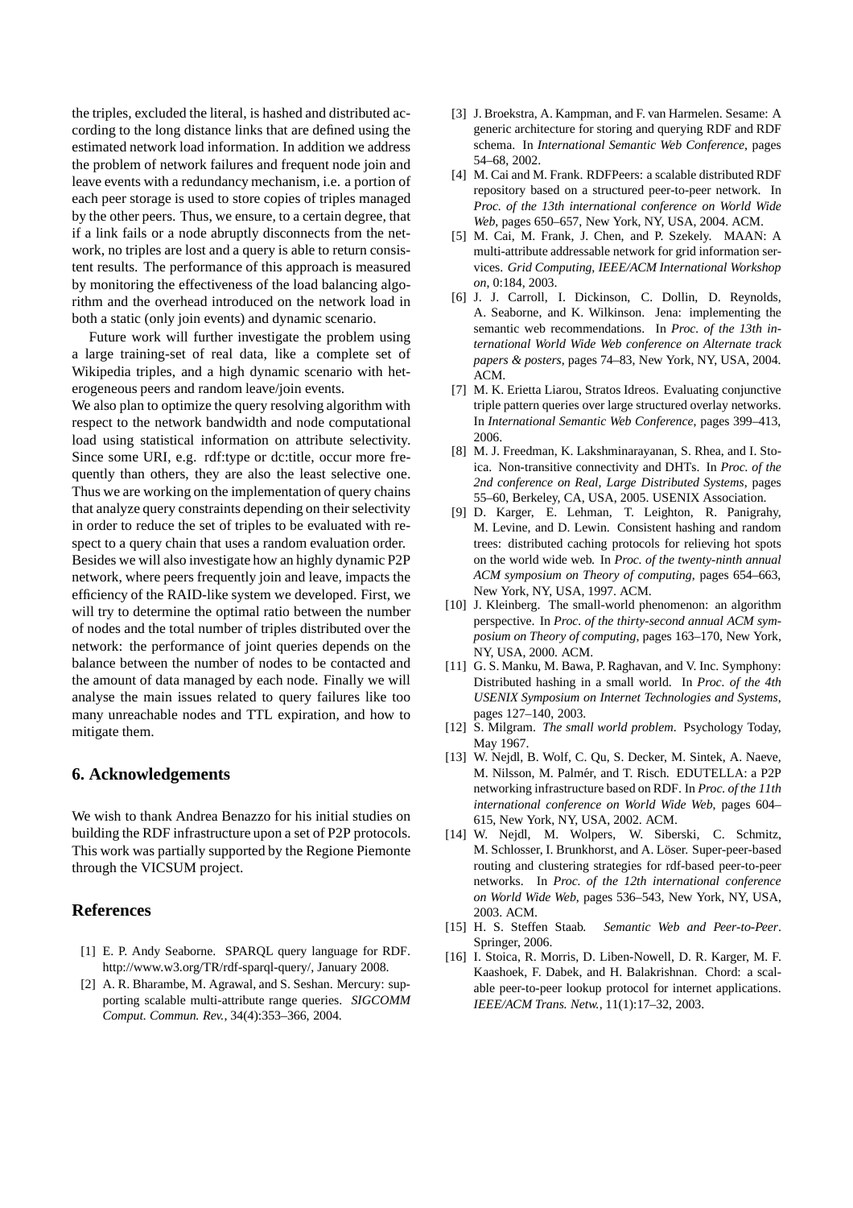the triples, excluded the literal, is hashed and distributed according to the long distance links that are defined using the estimated network load information. In addition we address the problem of network failures and frequent node join and leave events with a redundancy mechanism, i.e. a portion of each peer storage is used to store copies of triples managed by the other peers. Thus, we ensure, to a certain degree, that if a link fails or a node abruptly disconnects from the network, no triples are lost and a query is able to return consistent results. The performance of this approach is measured by monitoring the effectiveness of the load balancing algorithm and the overhead introduced on the network load in both a static (only join events) and dynamic scenario.

Future work will further investigate the problem using a large training-set of real data, like a complete set of Wikipedia triples, and a high dynamic scenario with heterogeneous peers and random leave/join events.

We also plan to optimize the query resolving algorithm with respect to the network bandwidth and node computational load using statistical information on attribute selectivity. Since some URI, e.g. rdf:type or dc:title, occur more frequently than others, they are also the least selective one. Thus we are working on the implementation of query chains that analyze query constraints depending on their selectivity in order to reduce the set of triples to be evaluated with respect to a query chain that uses a random evaluation order.

Besides we will also investigate how an highly dynamic P2P network, where peers frequently join and leave, impacts the efficiency of the RAID-like system we developed. First, we will try to determine the optimal ratio between the number of nodes and the total number of triples distributed over the network: the performance of joint queries depends on the balance between the number of nodes to be contacted and the amount of data managed by each node. Finally we will analyse the main issues related to query failures like too many unreachable nodes and TTL expiration, and how to mitigate them.

## 6. Acknowledgements

We wish to thank Andrea Benazzo for his initial studies on building the RDF infrastructure upon a set of P2P protocols. This work was partially supported by the Regione Piemonte through the VICSUM project.

## References

[1] E. P. Andy Seaborne. SPARQL query language for RDF. http://www.w3.org/TR/rdf-sparql-query/, January 2008.

[2] A. R. Bharambe, M. Agrawal, and S. Seshan. Mercury: supporting scalable multi-attribute range queries. *SIGCOMM Comput. Commun. Rev.*, 34(4):353–366, 2004.

[3] J. Broekstra, A. Kampman, and F. van Harmelen. Sesame: A generic architecture for storing and querying RDF and RDF schema. In *International Semantic Web Conference*, pages 54–68, 2002.

[4] M. Cai and M. Frank. RDFPeers: a scalable distributed RDF repository based on a structured peer-to-peer network. In *Proc. of the 13th international conference on World Wide Web*, pages 650–657, New York, NY, USA, 2004. ACM.

[5] M. Cai, M. Frank, J. Chen, and P. Szekely. MAAN: A multi-attribute addressable network for grid information services. *Grid Computing, IEEE/ACM International Workshop on*, 0:184, 2003.

[6] J. J. Carroll, I. Dickinson, C. Dollin, D. Reynolds, A. Seaborne, and K. Wilkinson. Jena: implementing the semantic web recommendations. In *Proc. of the 13th international World Wide Web conference on Alternate track papers & posters*, pages 74–83, New York, NY, USA, 2004. ACM.

[7] M. K. Erietta Liarou, Stratos Idreos. Evaluating conjunctive triple pattern queries over large structured overlay networks. In *International Semantic Web Conference*, pages 399–413, 2006.

[8] M. J. Freedman, K. Lakshminarayanan, S. Rhea, and I. Stoica. Non-transitive connectivity and DHTs. In *Proc. of the 2nd conference on Real, Large Distributed Systems*, pages 55–60, Berkeley, CA, USA, 2005. USENIX Association.

[9] D. Karger, E. Lehman, T. Leighton, R. Panigrahy, M. Levine, and D. Lewin. Consistent hashing and random trees: distributed caching protocols for relieving hot spots on the world wide web. In *Proc. of the twenty-ninth annual ACM symposium on Theory of computing*, pages 654–663, New York, NY, USA, 1997. ACM.

[10] J. Kleinberg. The small-world phenomenon: an algorithm perspective. In *Proc. of the thirty-second annual ACM symposium on Theory of computing*, pages 163–170, New York, NY, USA, 2000. ACM.

[11] G. S. Manku, M. Bawa, P. Raghavan, and V. Inc. Symphony: Distributed hashing in a small world. In *Proc. of the 4th USENIX Symposium on Internet Technologies and Systems*, pages 127–140, 2003.

[12] S. Milgram. *The small world problem*. Psychology Today, May 1967.

[13] W. Nejdl, B. Wolf, C. Qu, S. Decker, M. Sintek, A. Naeve, M. Nilsson, M. Palmér, and T. Risch. EDUTELLA: a P2P networking infrastructure based on RDF. In *Proc. of the 11th international conference on World Wide Web*, pages 604–615, New York, NY, USA, 2002. ACM.

[14] W. Nejdl, M. Wolpers, W. Siberski, C. Schmitz, M. Schlosser, I. Brunkhorst, and A. Löser. Super-peer-based routing and clustering strategies for rdf-based peer-to-peer networks. In *Proc. of the 12th international conference on World Wide Web*, pages 536–543, New York, NY, USA, 2003. ACM.

[15] H. S. Steffen Staab. *Semantic Web and Peer-to-Peer*. Springer, 2006.

[16] I. Stoica, R. Morris, D. Liben-Nowell, D. R. Karger, M. F. Kaashoek, F. Dabek, and H. Balakrishnan. Chord: a scalable peer-to-peer lookup protocol for internet applications. *IEEE/ACM Trans. Netw.*, 11(1):17–32, 2003.